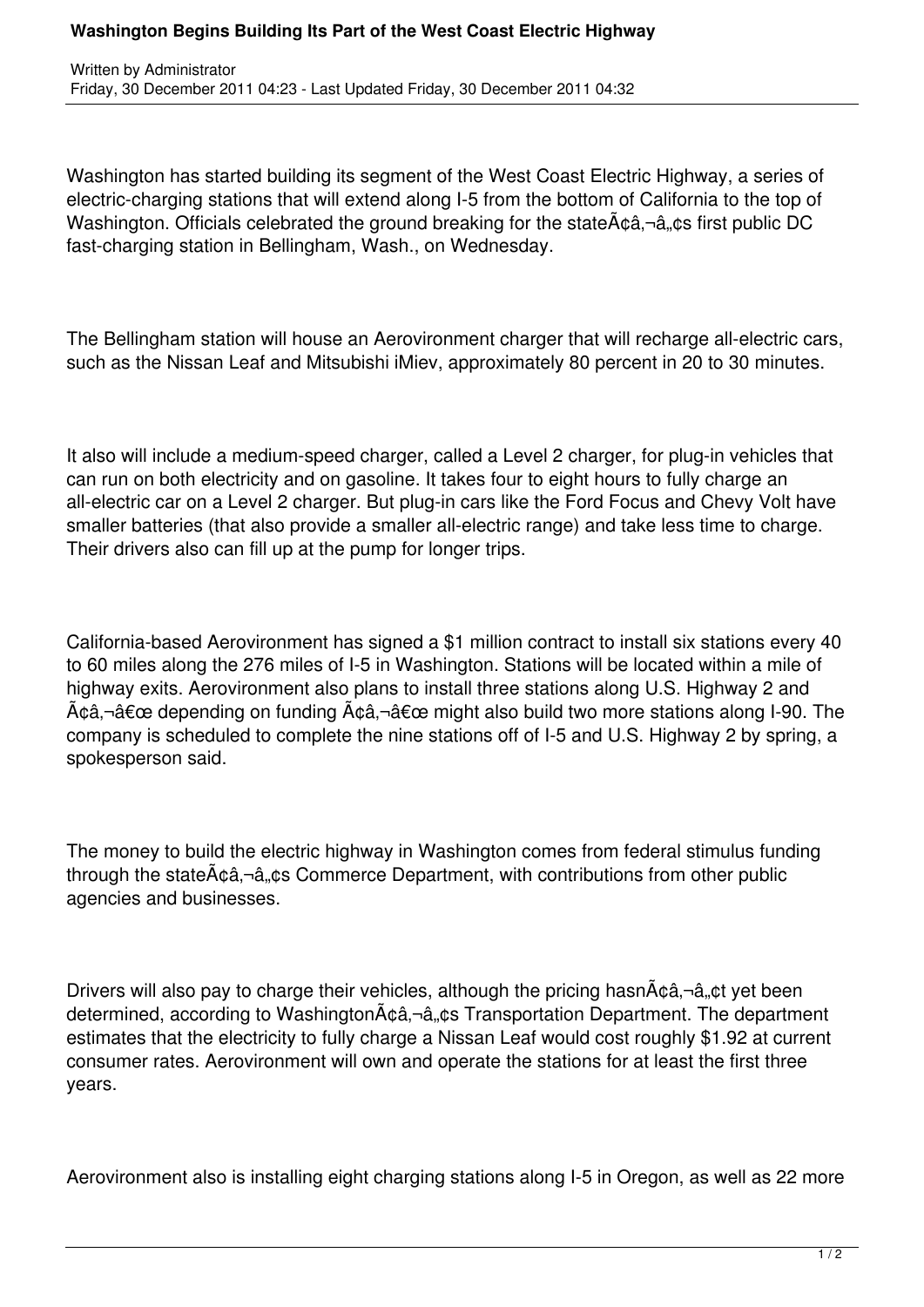# Washington Begins Building Its Part of the West Coast Electric Highway

Written by Administrator
Friday, 30 December 2011 04:23 - Last Updated Friday, 30 December 2011 04:32

Washington has started building its segment of the West Coast Electric Highway, a series of electric-charging stations that will extend along I-5 from the bottom of California to the top of Washington. Officials celebrated the ground breaking for the stateÃ¢â‚¬â„¢s first public DC fast-charging station in Bellingham, Wash., on Wednesday.

The Bellingham station will house an Aerovironment charger that will recharge all-electric cars, such as the Nissan Leaf and Mitsubishi iMiev, approximately 80 percent in 20 to 30 minutes.

It also will include a medium-speed charger, called a Level 2 charger, for plug-in vehicles that can run on both electricity and on gasoline. It takes four to eight hours to fully charge an all-electric car on a Level 2 charger. But plug-in cars like the Ford Focus and Chevy Volt have smaller batteries (that also provide a smaller all-electric range) and take less time to charge. Their drivers also can fill up at the pump for longer trips.

California-based Aerovironment has signed a $1 million contract to install six stations every 40 to 60 miles along the 276 miles of I-5 in Washington. Stations will be located within a mile of highway exits. Aerovironment also plans to install three stations along U.S. Highway 2 and Ã¢â‚¬â€œ depending on funding Ã¢â‚¬â€œ might also build two more stations along I-90. The company is scheduled to complete the nine stations off of I-5 and U.S. Highway 2 by spring, a spokesperson said.

The money to build the electric highway in Washington comes from federal stimulus funding through the stateÃ¢â‚¬â„¢s Commerce Department, with contributions from other public agencies and businesses.

Drivers will also pay to charge their vehicles, although the pricing hasnÃ¢â‚¬â„¢t yet been determined, according to WashingtonÃ¢â‚¬â„¢s Transportation Department. The department estimates that the electricity to fully charge a Nissan Leaf would cost roughly $1.92 at current consumer rates. Aerovironment will own and operate the stations for at least the first three years.

Aerovironment also is installing eight charging stations along I-5 in Oregon, as well as 22 more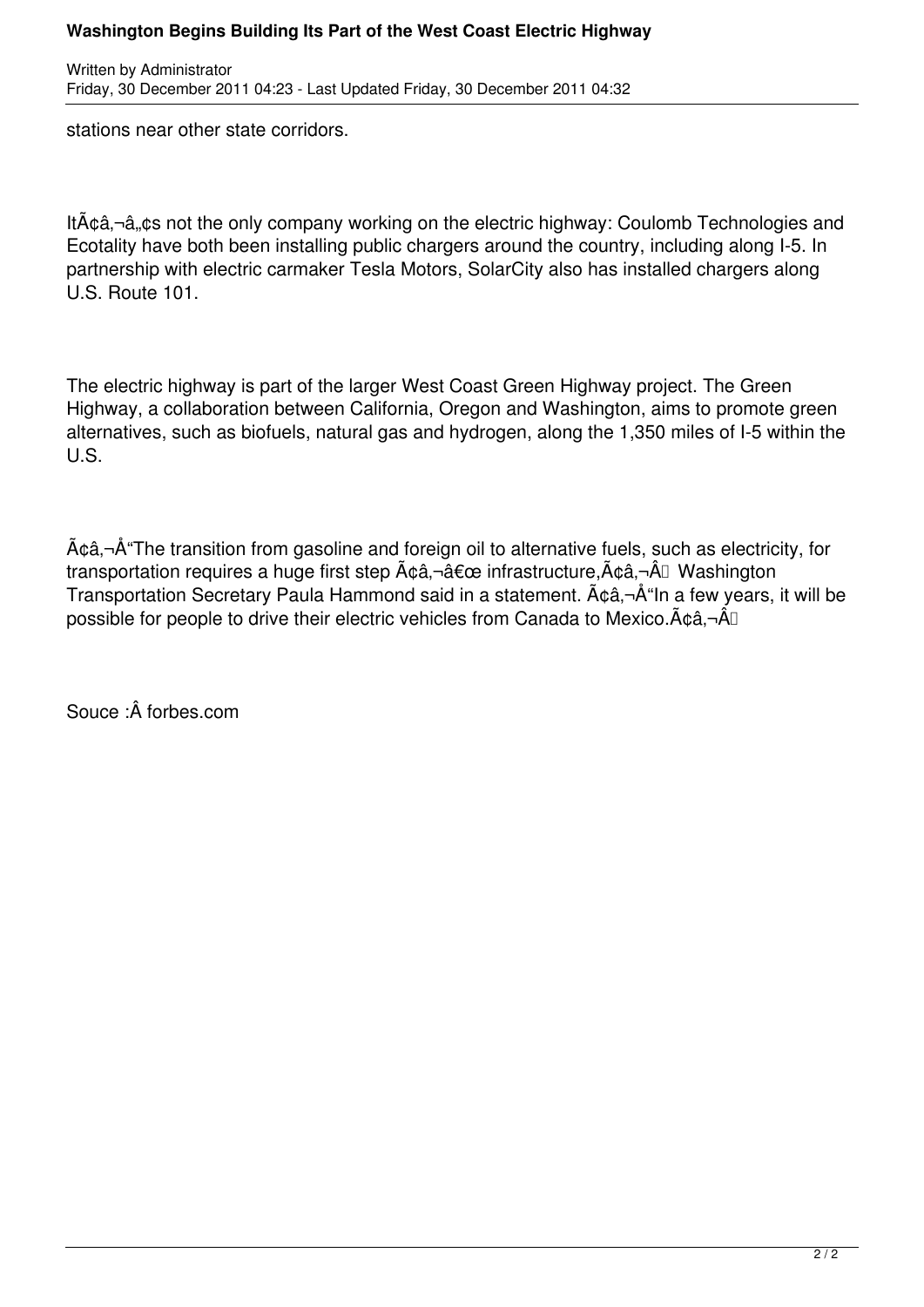stations near other state corridors.

ItÃ¢â‚¬â„¢s not the only company working on the electric highway: Coulomb Technologies and Ecotality have both been installing public chargers around the country, including along I-5. In partnership with electric carmaker Tesla Motors, SolarCity also has installed chargers along U.S. Route 101.

The electric highway is part of the larger West Coast Green Highway project. The Green Highway, a collaboration between California, Oregon and Washington, aims to promote green alternatives, such as biofuels, natural gas and hydrogen, along the 1,350 miles of I-5 within the U.S.

Ã¢â‚¬Å"The transition from gasoline and foreign oil to alternative fuels, such as electricity, for transportation requires a huge first step Ã¢â‚¬â€œ infrastructure,Ã¢â‚¬Â Washington Transportation Secretary Paula Hammond said in a statement. Ã¢â‚¬Å"In a few years, it will be possible for people to drive their electric vehicles from Canada to Mexico.Ã¢â‚¬Â

Souce :Â forbes.com